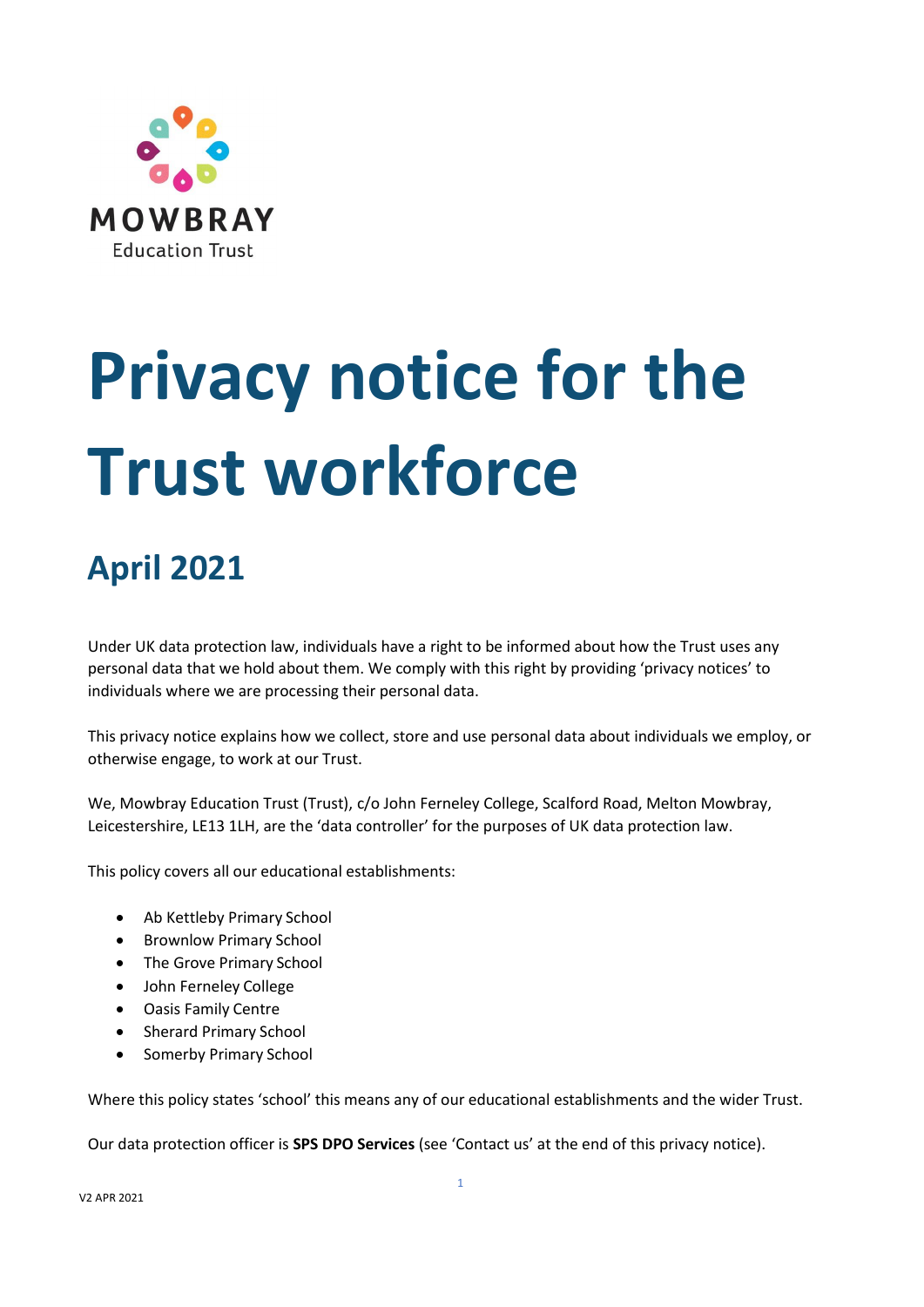MOWBRAY
Education Trust

# Privacy notice for the Trust workforce

## April 2021

Under UK data protection law, individuals have a right to be informed about how the Trust uses any personal data that we hold about them. We comply with this right by providing 'privacy notices' to individuals where we are processing their personal data.

This privacy notice explains how we collect, store and use personal data about individuals we employ, or otherwise engage, to work at our Trust.

We, Mowbray Education Trust (Trust), c/o John Ferneley College, Scalford Road, Melton Mowbray, Leicestershire, LE13 1LH, are the 'data controller' for the purposes of UK data protection law.

This policy covers all our educational establishments:

- Ab Kettleby Primary School
- Brownlow Primary School
- The Grove Primary School
- John Ferneley College
- Oasis Family Centre
- Sherard Primary School
- Somerby Primary School

Where this policy states 'school' this means any of our educational establishments and the wider Trust.

Our data protection officer is **SPS DPO Services** (see 'Contact us' at the end of this privacy notice).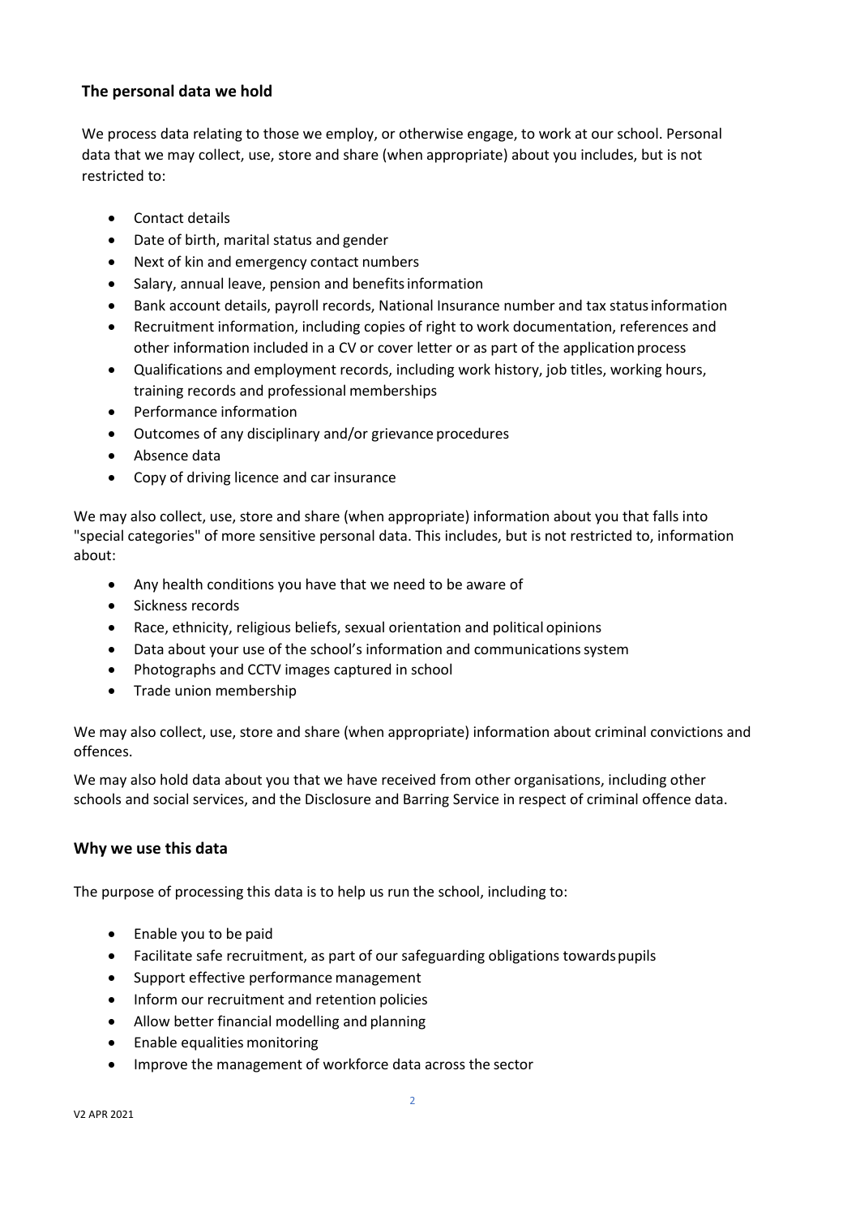### The personal data we hold

We process data relating to those we employ, or otherwise engage, to work at our school. Personal data that we may collect, use, store and share (when appropriate) about you includes, but is not restricted to:

- Contact details
- Date of birth, marital status and gender
- Next of kin and emergency contact numbers
- Salary, annual leave, pension and benefits information
- Bank account details, payroll records, National Insurance number and tax status information
- Recruitment information, including copies of right to work documentation, references and other information included in a CV or cover letter or as part of the application process
- Qualifications and employment records, including work history, job titles, working hours, training records and professional memberships
- Performance information
- Outcomes of any disciplinary and/or grievance procedures
- Absence data
- Copy of driving licence and car insurance

We may also collect, use, store and share (when appropriate) information about you that falls into "special categories" of more sensitive personal data. This includes, but is not restricted to, information about:

- Any health conditions you have that we need to be aware of
- Sickness records
- Race, ethnicity, religious beliefs, sexual orientation and political opinions
- Data about your use of the school's information and communications system
- Photographs and CCTV images captured in school
- Trade union membership

We may also collect, use, store and share (when appropriate) information about criminal convictions and offences.

We may also hold data about you that we have received from other organisations, including other schools and social services, and the Disclosure and Barring Service in respect of criminal offence data.

### Why we use this data

The purpose of processing this data is to help us run the school, including to:

- Enable you to be paid
- Facilitate safe recruitment, as part of our safeguarding obligations towards pupils
- Support effective performance management
- Inform our recruitment and retention policies
- Allow better financial modelling and planning
- Enable equalities monitoring
- Improve the management of workforce data across the sector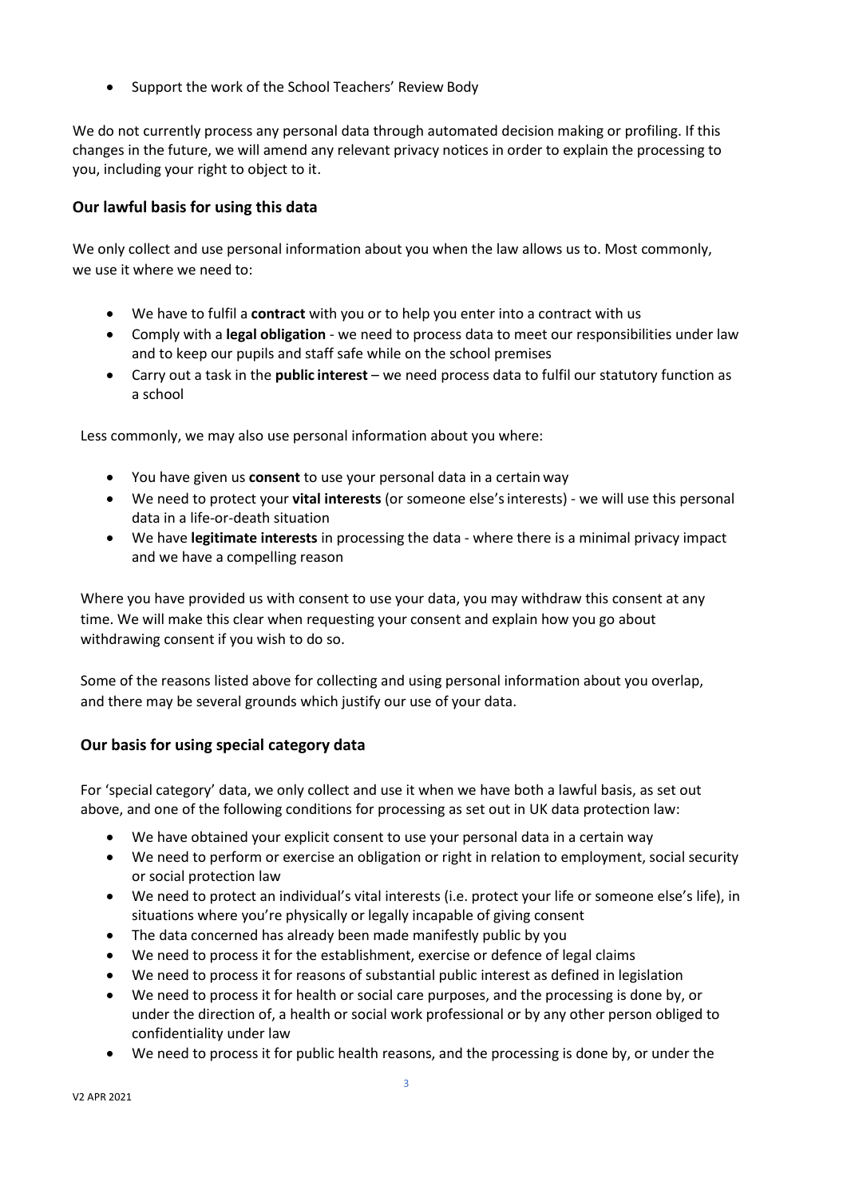- Support the work of the School Teachers' Review Body

We do not currently process any personal data through automated decision making or profiling. If this changes in the future, we will amend any relevant privacy notices in order to explain the processing to you, including your right to object to it.

### Our lawful basis for using this data

We only collect and use personal information about you when the law allows us to. Most commonly, we use it where we need to:

- We have to fulfil a **contract** with you or to help you enter into a contract with us
- Comply with a **legal obligation** - we need to process data to meet our responsibilities under law and to keep our pupils and staff safe while on the school premises
- Carry out a task in the **public interest** – we need process data to fulfil our statutory function as a school

Less commonly, we may also use personal information about you where:

- You have given us **consent** to use your personal data in a certain way
- We need to protect your **vital interests** (or someone else's interests) - we will use this personal data in a life-or-death situation
- We have **legitimate interests** in processing the data - where there is a minimal privacy impact and we have a compelling reason

Where you have provided us with consent to use your data, you may withdraw this consent at any time. We will make this clear when requesting your consent and explain how you go about withdrawing consent if you wish to do so.

Some of the reasons listed above for collecting and using personal information about you overlap, and there may be several grounds which justify our use of your data.

### Our basis for using special category data

For 'special category' data, we only collect and use it when we have both a lawful basis, as set out above, and one of the following conditions for processing as set out in UK data protection law:

- We have obtained your explicit consent to use your personal data in a certain way
- We need to perform or exercise an obligation or right in relation to employment, social security or social protection law
- We need to protect an individual's vital interests (i.e. protect your life or someone else's life), in situations where you're physically or legally incapable of giving consent
- The data concerned has already been made manifestly public by you
- We need to process it for the establishment, exercise or defence of legal claims
- We need to process it for reasons of substantial public interest as defined in legislation
- We need to process it for health or social care purposes, and the processing is done by, or under the direction of, a health or social work professional or by any other person obliged to confidentiality under law
- We need to process it for public health reasons, and the processing is done by, or under the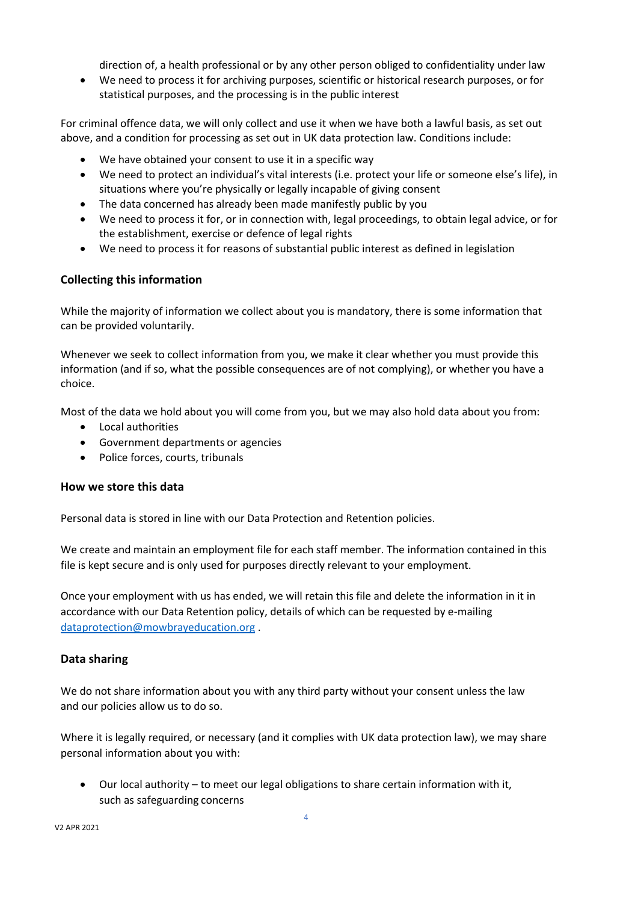direction of, a health professional or by any other person obliged to confidentiality under law

- We need to process it for archiving purposes, scientific or historical research purposes, or for statistical purposes, and the processing is in the public interest

For criminal offence data, we will only collect and use it when we have both a lawful basis, as set out above, and a condition for processing as set out in UK data protection law. Conditions include:

- We have obtained your consent to use it in a specific way
- We need to protect an individual's vital interests (i.e. protect your life or someone else's life), in situations where you're physically or legally incapable of giving consent
- The data concerned has already been made manifestly public by you
- We need to process it for, or in connection with, legal proceedings, to obtain legal advice, or for the establishment, exercise or defence of legal rights
- We need to process it for reasons of substantial public interest as defined in legislation

### Collecting this information

While the majority of information we collect about you is mandatory, there is some information that can be provided voluntarily.

Whenever we seek to collect information from you, we make it clear whether you must provide this information (and if so, what the possible consequences are of not complying), or whether you have a choice.

Most of the data we hold about you will come from you, but we may also hold data about you from:

- Local authorities
- Government departments or agencies
- Police forces, courts, tribunals

### How we store this data

Personal data is stored in line with our Data Protection and Retention policies.

We create and maintain an employment file for each staff member. The information contained in this file is kept secure and is only used for purposes directly relevant to your employment.

Once your employment with us has ended, we will retain this file and delete the information in it in accordance with our Data Retention policy, details of which can be requested by e-mailing dataprotection@mowbrayeducation.org .

### Data sharing

We do not share information about you with any third party without your consent unless the law and our policies allow us to do so.

Where it is legally required, or necessary (and it complies with UK data protection law), we may share personal information about you with:

- Our local authority – to meet our legal obligations to share certain information with it, such as safeguarding concerns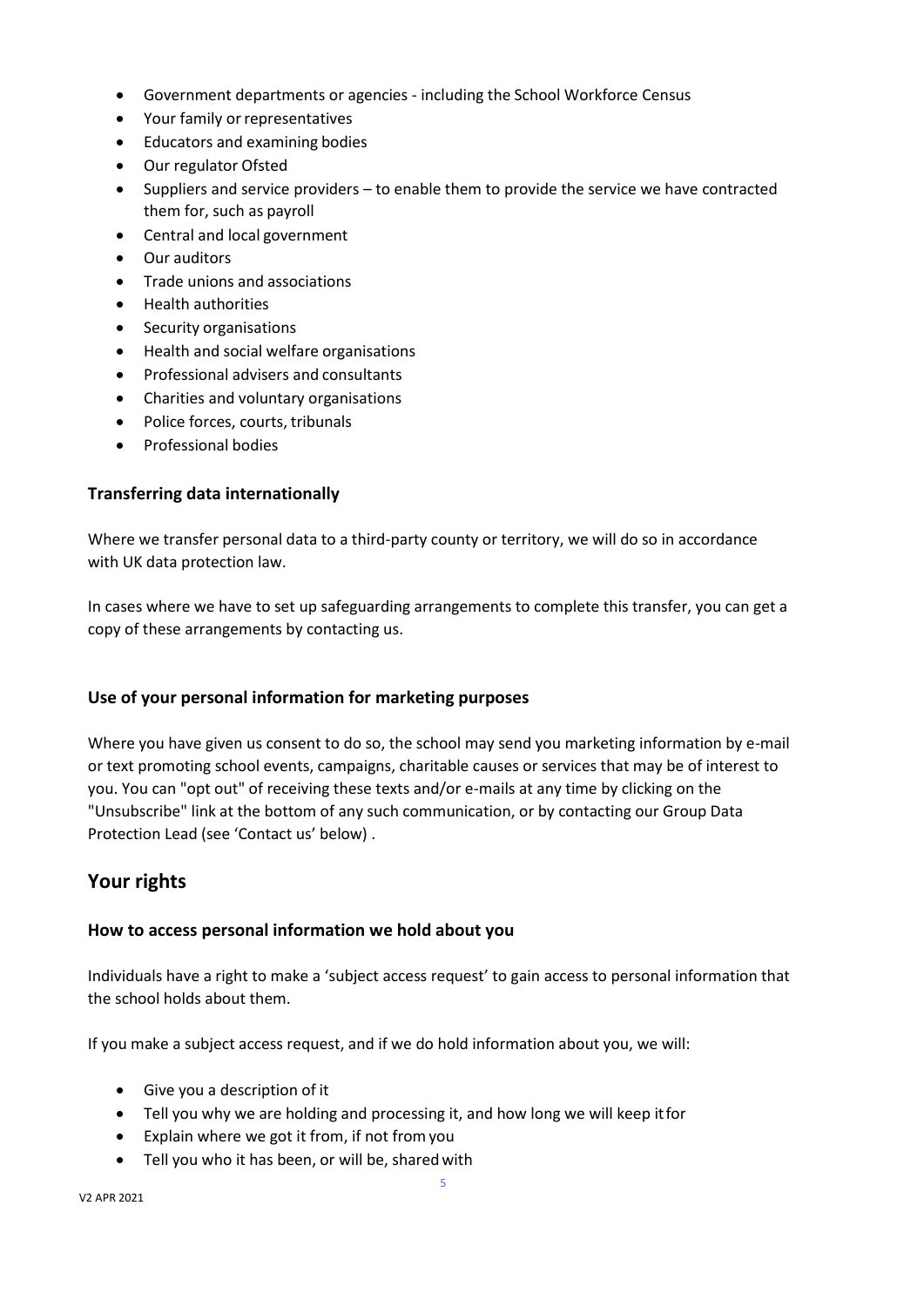- Government departments or agencies - including the School Workforce Census
- Your family or representatives
- Educators and examining bodies
- Our regulator Ofsted
- Suppliers and service providers – to enable them to provide the service we have contracted them for, such as payroll
- Central and local government
- Our auditors
- Trade unions and associations
- Health authorities
- Security organisations
- Health and social welfare organisations
- Professional advisers and consultants
- Charities and voluntary organisations
- Police forces, courts, tribunals
- Professional bodies

### Transferring data internationally

Where we transfer personal data to a third-party county or territory, we will do so in accordance with UK data protection law.

In cases where we have to set up safeguarding arrangements to complete this transfer, you can get a copy of these arrangements by contacting us.

### Use of your personal information for marketing purposes

Where you have given us consent to do so, the school may send you marketing information by e-mail or text promoting school events, campaigns, charitable causes or services that may be of interest to you. You can "opt out" of receiving these texts and/or e-mails at any time by clicking on the "Unsubscribe" link at the bottom of any such communication, or by contacting our Group Data Protection Lead (see 'Contact us' below) .

## Your rights

### How to access personal information we hold about you

Individuals have a right to make a 'subject access request' to gain access to personal information that the school holds about them.

If you make a subject access request, and if we do hold information about you, we will:

- Give you a description of it
- Tell you why we are holding and processing it, and how long we will keep it for
- Explain where we got it from, if not from you
- Tell you who it has been, or will be, shared with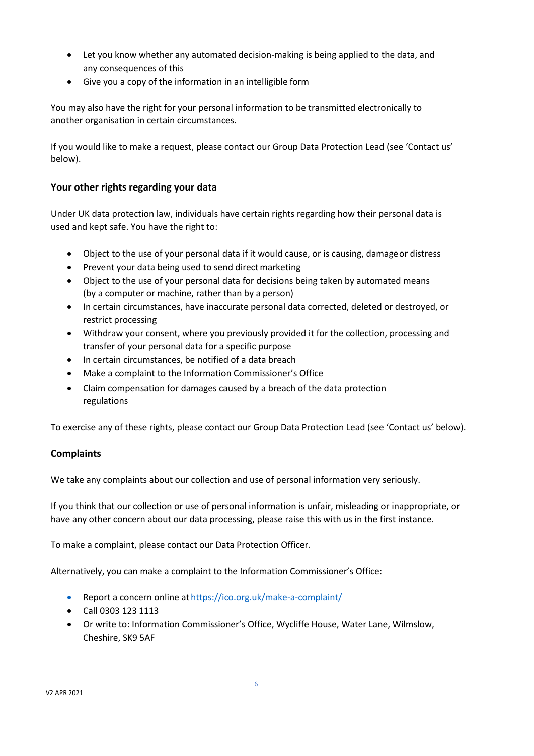- Let you know whether any automated decision-making is being applied to the data, and any consequences of this
- Give you a copy of the information in an intelligible form

You may also have the right for your personal information to be transmitted electronically to another organisation in certain circumstances.

If you would like to make a request, please contact our Group Data Protection Lead (see 'Contact us' below).

### Your other rights regarding your data

Under UK data protection law, individuals have certain rights regarding how their personal data is used and kept safe. You have the right to:

- Object to the use of your personal data if it would cause, or is causing, damage or distress
- Prevent your data being used to send direct marketing
- Object to the use of your personal data for decisions being taken by automated means (by a computer or machine, rather than by a person)
- In certain circumstances, have inaccurate personal data corrected, deleted or destroyed, or restrict processing
- Withdraw your consent, where you previously provided it for the collection, processing and transfer of your personal data for a specific purpose
- In certain circumstances, be notified of a data breach
- Make a complaint to the Information Commissioner's Office
- Claim compensation for damages caused by a breach of the data protection regulations

To exercise any of these rights, please contact our Group Data Protection Lead (see 'Contact us' below).

### Complaints

We take any complaints about our collection and use of personal information very seriously.

If you think that our collection or use of personal information is unfair, misleading or inappropriate, or have any other concern about our data processing, please raise this with us in the first instance.

To make a complaint, please contact our Data Protection Officer.

Alternatively, you can make a complaint to the Information Commissioner's Office:

- Report a concern online at https://ico.org.uk/make-a-complaint/
- Call 0303 123 1113
- Or write to: Information Commissioner's Office, Wycliffe House, Water Lane, Wilmslow, Cheshire, SK9 5AF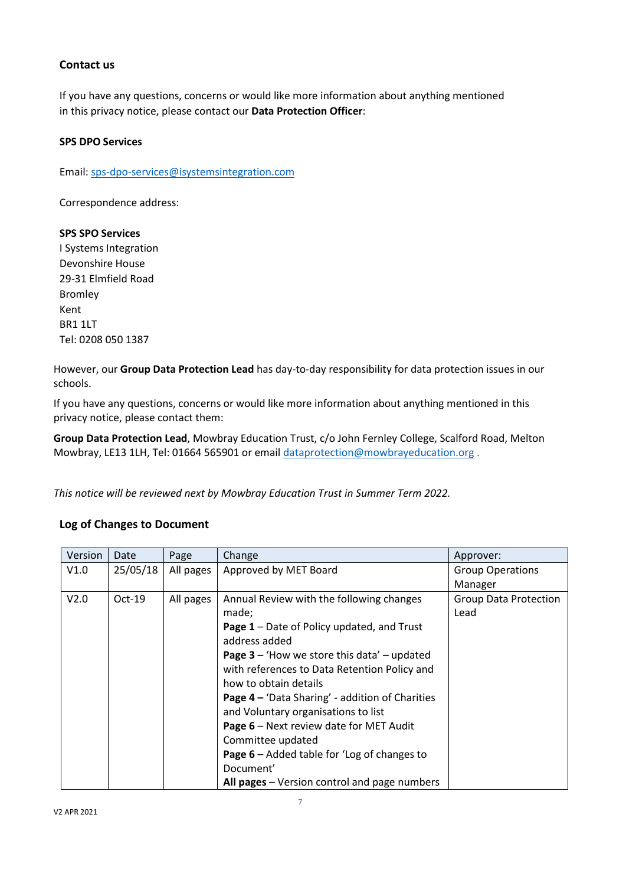### Contact us

If you have any questions, concerns or would like more information about anything mentioned in this privacy notice, please contact our **Data Protection Officer**:

**SPS DPO Services**

Email: sps-dpo-services@isystemsintegration.com

Correspondence address:

**SPS SPO Services**
I Systems Integration
Devonshire House
29-31 Elmfield Road
Bromley
Kent
BR1 1LT
Tel: 0208 050 1387

However, our **Group Data Protection Lead** has day-to-day responsibility for data protection issues in our schools.

If you have any questions, concerns or would like more information about anything mentioned in this privacy notice, please contact them:

**Group Data Protection Lead**, Mowbray Education Trust, c/o John Fernley College, Scalford Road, Melton Mowbray, LE13 1LH, Tel: 01664 565901 or email dataprotection@mowbrayeducation.org .

*This notice will be reviewed next by Mowbray Education Trust in Summer Term 2022.*

### Log of Changes to Document

| Version | Date | Page | Change | Approver: |
|---|---|---|---|---|
| V1.0 | 25/05/18 | All pages | Approved by MET Board | Group Operations Manager |
| V2.0 | Oct-19 | All pages | Annual Review with the following changes made;<br>**Page 1** – Date of Policy updated, and Trust address added<br>**Page 3** – 'How we store this data' – updated with references to Data Retention Policy and how to obtain details<br>**Page 4 –** 'Data Sharing' - addition of Charities and Voluntary organisations to list<br>**Page 6** – Next review date for MET Audit Committee updated<br>**Page 6** – Added table for 'Log of changes to Document'<br>**All pages** – Version control and page numbers | Group Data Protection Lead |

V2 APR 2021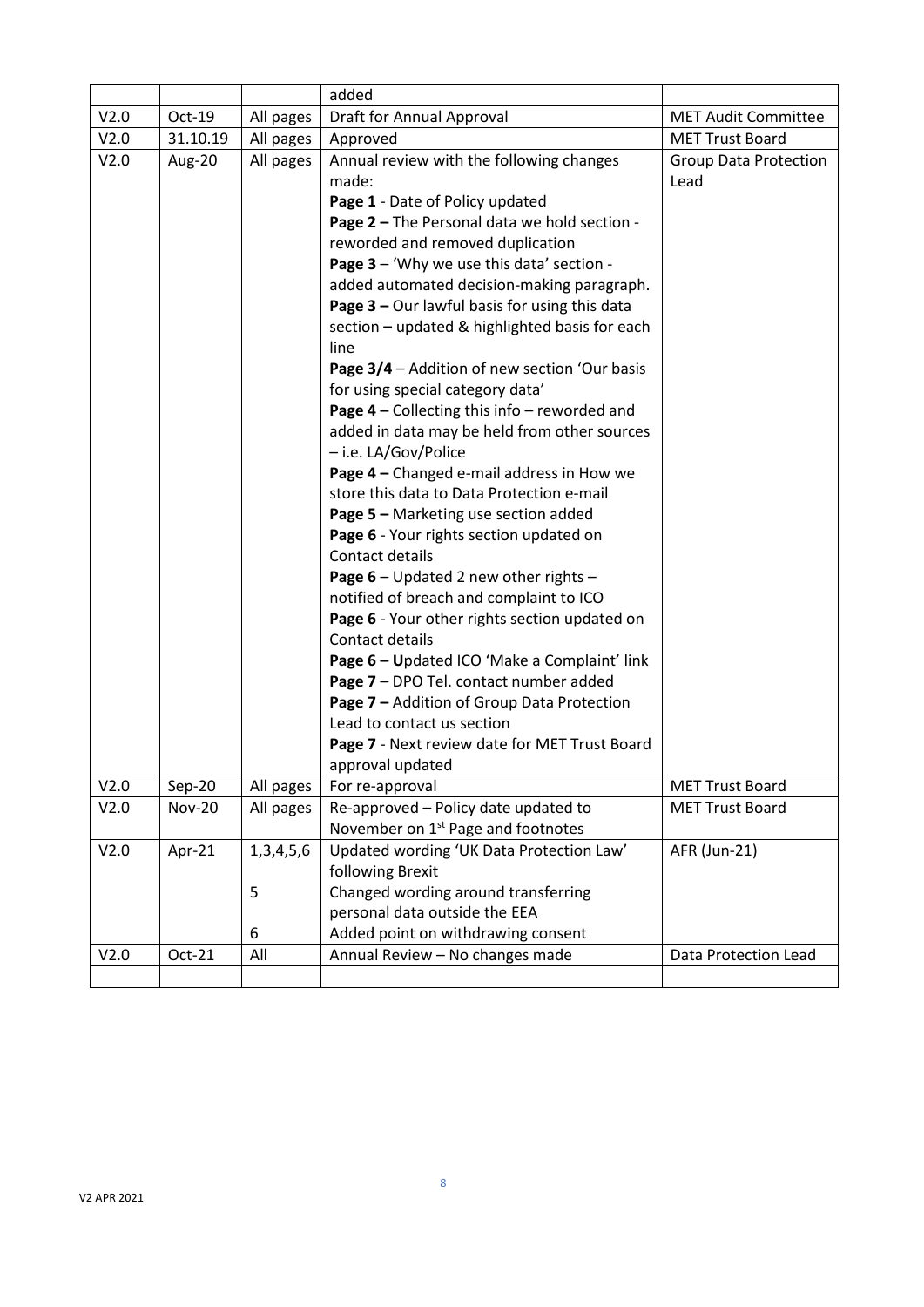| | | | | |
|---|---|---|---|---|
| | | | added | |
| V2.0 | Oct-19 | All pages | Draft for Annual Approval | MET Audit Committee |
| V2.0 | 31.10.19 | All pages | Approved | MET Trust Board |
| V2.0 | Aug-20 | All pages | Annual review with the following changes made:<br>**Page 1** - Date of Policy updated<br>**Page 2 –** The Personal data we hold section - reworded and removed duplication<br>**Page 3** – 'Why we use this data' section - added automated decision-making paragraph.<br>**Page 3 –** Our lawful basis for using this data section **–** updated & highlighted basis for each line<br>**Page 3/4** – Addition of new section 'Our basis for using special category data'<br>**Page 4 –** Collecting this info – reworded and added in data may be held from other sources – i.e. LA/Gov/Police<br>**Page 4 –** Changed e-mail address in How we store this data to Data Protection e-mail<br>**Page 5 –** Marketing use section added<br>**Page 6** - Your rights section updated on Contact details<br>**Page 6** – Updated 2 new other rights – notified of breach and complaint to ICO<br>**Page 6** - Your other rights section updated on Contact details<br>**Page 6 – U**pdated ICO 'Make a Complaint' link<br>**Page 7** – DPO Tel. contact number added<br>**Page 7 –** Addition of Group Data Protection Lead to contact us section<br>**Page 7** - Next review date for MET Trust Board approval updated | Group Data Protection Lead |
| V2.0 | Sep-20 | All pages | For re-approval | MET Trust Board |
| V2.0 | Nov-20 | All pages | Re-approved – Policy date updated to November on 1st Page and footnotes | MET Trust Board |
| V2.0 | Apr-21 | 1,3,4,5,6<br>5<br>6 | Updated wording 'UK Data Protection Law' following Brexit<br>Changed wording around transferring personal data outside the EEA<br>Added point on withdrawing consent | AFR (Jun-21) |
| V2.0 | Oct-21 | All | Annual Review – No changes made | Data Protection Lead |
| | | | | |